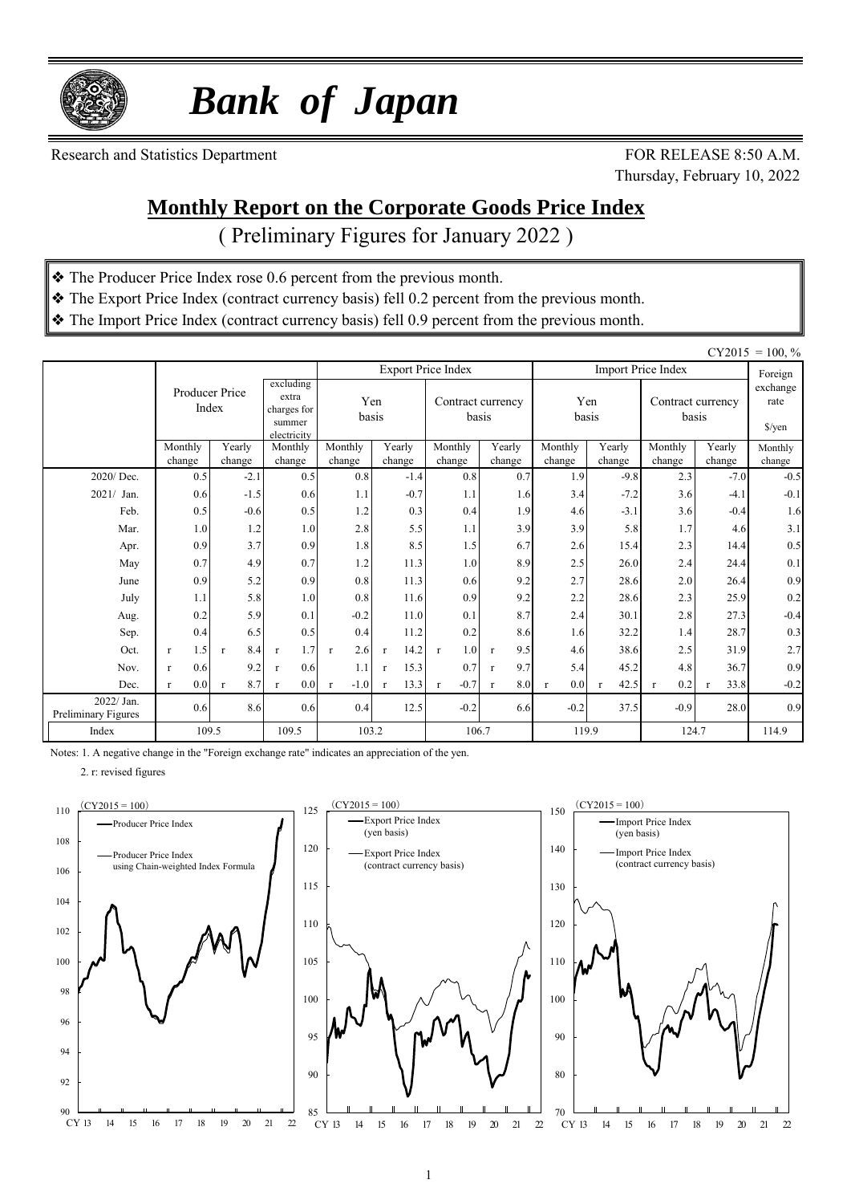# *Bank of Japan*

Research and Statistics Department

FOR RELEASE 8:50 A.M.
Thursday, February 10, 2022

## Monthly Report on the Corporate Goods Price Index

( Preliminary Figures for January 2022 )

- ❖ The Producer Price Index rose 0.6 percent from the previous month.
- ❖ The Export Price Index (contract currency basis) fell 0.2 percent from the previous month.
- ❖ The Import Price Index (contract currency basis) fell 0.9 percent from the previous month.

CY2015 = 100, %

| | Producer Price Index | | excluding extra charges for summer electricity | Export Price Index | | | | Import Price Index | | | | Foreign exchange rate $/yen |
|---|---|---|---|---|---|---|---|---|---|---|---|---|
| | | | | Yen basis | | Contract currency basis | | Yen basis | | Contract currency basis | | |
| | Monthly change | Yearly change | Monthly change | Monthly change | Yearly change | Monthly change | Yearly change | Monthly change | Yearly change | Monthly change | Yearly change | Monthly change |
| 2020/ Dec. | 0.5 | -2.1 | 0.5 | 0.8 | -1.4 | 0.8 | 0.7 | 1.9 | -9.8 | 2.3 | -7.0 | -0.5 |
| 2021/ Jan. | 0.6 | -1.5 | 0.6 | 1.1 | -0.7 | 1.1 | 1.6 | 3.4 | -7.2 | 3.6 | -4.1 | -0.1 |
| Feb. | 0.5 | -0.6 | 0.5 | 1.2 | 0.3 | 0.4 | 1.9 | 4.6 | -3.1 | 3.6 | -0.4 | 1.6 |
| Mar. | 1.0 | 1.2 | 1.0 | 2.8 | 5.5 | 1.1 | 3.9 | 3.9 | 5.8 | 1.7 | 4.6 | 3.1 |
| Apr. | 0.9 | 3.7 | 0.9 | 1.8 | 8.5 | 1.5 | 6.7 | 2.6 | 15.4 | 2.3 | 14.4 | 0.5 |
| May | 0.7 | 4.9 | 0.7 | 1.2 | 11.3 | 1.0 | 8.9 | 2.5 | 26.0 | 2.4 | 24.4 | 0.1 |
| June | 0.9 | 5.2 | 0.9 | 0.8 | 11.3 | 0.6 | 9.2 | 2.7 | 28.6 | 2.0 | 26.4 | 0.9 |
| July | 1.1 | 5.8 | 1.0 | 0.8 | 11.6 | 0.9 | 9.2 | 2.2 | 28.6 | 2.3 | 25.9 | 0.2 |
| Aug. | 0.2 | 5.9 | 0.1 | -0.2 | 11.0 | 0.1 | 8.7 | 2.4 | 30.1 | 2.8 | 27.3 | -0.4 |
| Sep. | 0.4 | 6.5 | 0.5 | 0.4 | 11.2 | 0.2 | 8.6 | 1.6 | 32.2 | 1.4 | 28.7 | 0.3 |
| Oct. | r 1.5 | r 8.4 | r 1.7 | r 2.6 | r 14.2 | r 1.0 | r 9.5 | 4.6 | 38.6 | 2.5 | 31.9 | 2.7 |
| Nov. | r 0.6 | 9.2 | r 0.6 | 1.1 | r 15.3 | 0.7 | r 9.7 | 5.4 | 45.2 | 4.8 | 36.7 | 0.9 |
| Dec. | r 0.0 | r 8.7 | r 0.0 | r -1.0 | r 13.3 | r -0.7 | r 8.0 | r 0.0 | r 42.5 | r 0.2 | r 33.8 | -0.2 |
| 2022/ Jan. Preliminary Figures | 0.6 | 8.6 | 0.6 | 0.4 | 12.5 | -0.2 | 6.6 | -0.2 | 37.5 | -0.9 | 28.0 | 0.9 |
| Index | 109.5 | | 109.5 | 103.2 | | 106.7 | | 119.9 | | 124.7 | | 114.9 |

Notes: 1. A negative change in the "Foreign exchange rate" indicates an appreciation of the yen.

2. r: revised figures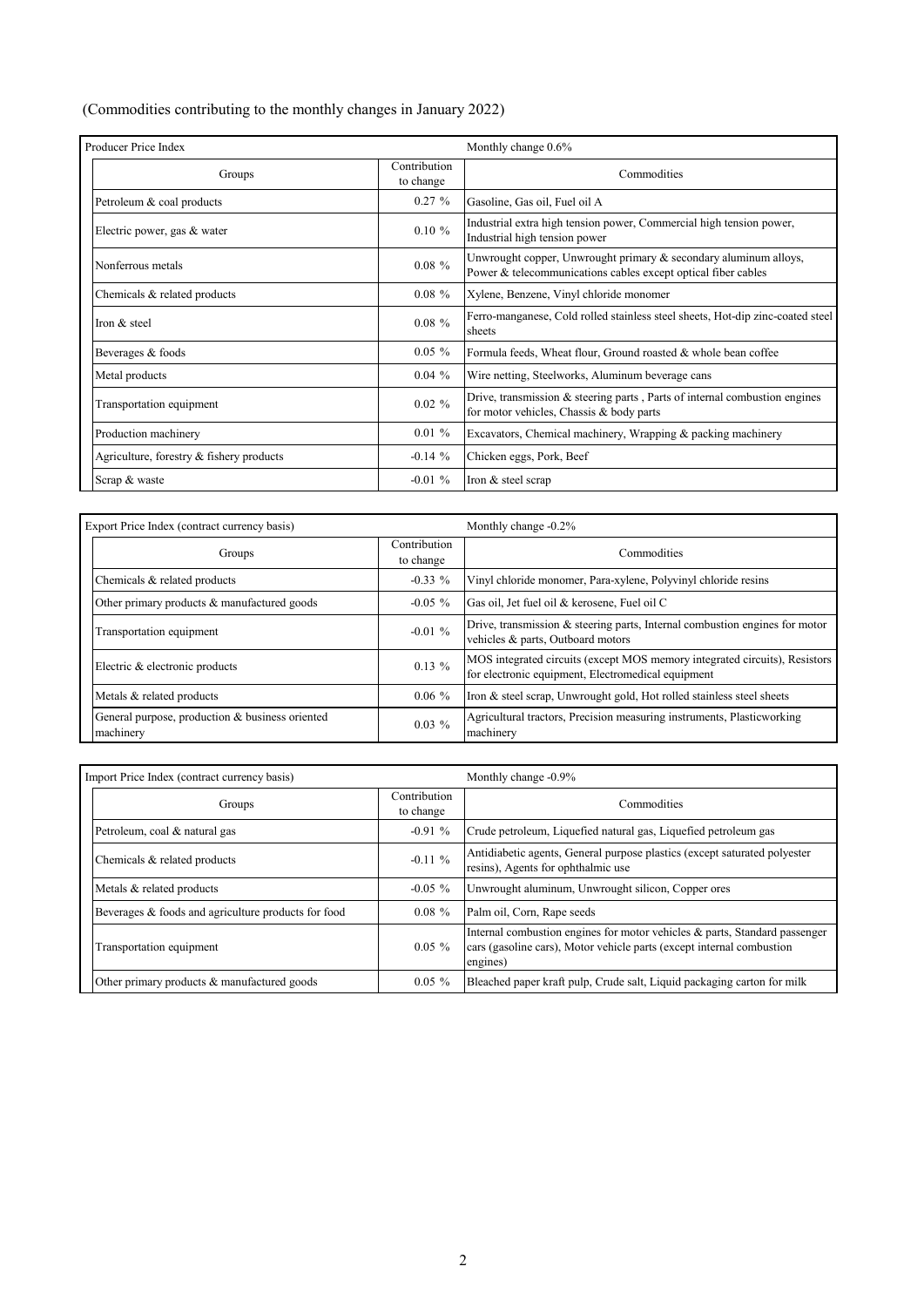(Commodities contributing to the monthly changes in January 2022)

| Producer Price Index | | Monthly change 0.6% |
|---|---|---|
| Groups | Contribution to change | Commodities |
| Petroleum & coal products | 0.27 % | Gasoline, Gas oil, Fuel oil A |
| Electric power, gas & water | 0.10 % | Industrial extra high tension power, Commercial high tension power, Industrial high tension power |
| Nonferrous metals | 0.08 % | Unwrought copper, Unwrought primary & secondary aluminum alloys, Power & telecommunications cables except optical fiber cables |
| Chemicals & related products | 0.08 % | Xylene, Benzene, Vinyl chloride monomer |
| Iron & steel | 0.08 % | Ferro-manganese, Cold rolled stainless steel sheets, Hot-dip zinc-coated steel sheets |
| Beverages & foods | 0.05 % | Formula feeds, Wheat flour, Ground roasted & whole bean coffee |
| Metal products | 0.04 % | Wire netting, Steelworks, Aluminum beverage cans |
| Transportation equipment | 0.02 % | Drive, transmission & steering parts , Parts of internal combustion engines for motor vehicles, Chassis & body parts |
| Production machinery | 0.01 % | Excavators, Chemical machinery, Wrapping & packing machinery |
| Agriculture, forestry & fishery products | -0.14 % | Chicken eggs, Pork, Beef |
| Scrap & waste | -0.01 % | Iron & steel scrap |

| Export Price Index (contract currency basis) | | Monthly change -0.2% |
|---|---|---|
| Groups | Contribution to change | Commodities |
| Chemicals & related products | -0.33 % | Vinyl chloride monomer, Para-xylene, Polyvinyl chloride resins |
| Other primary products & manufactured goods | -0.05 % | Gas oil, Jet fuel oil & kerosene, Fuel oil C |
| Transportation equipment | -0.01 % | Drive, transmission & steering parts, Internal combustion engines for motor vehicles & parts, Outboard motors |
| Electric & electronic products | 0.13 % | MOS integrated circuits (except MOS memory integrated circuits), Resistors for electronic equipment, Electromedical equipment |
| Metals & related products | 0.06 % | Iron & steel scrap, Unwrought gold, Hot rolled stainless steel sheets |
| General purpose, production & business oriented machinery | 0.03 % | Agricultural tractors, Precision measuring instruments, Plasticworking machinery |

| Import Price Index (contract currency basis) | | Monthly change -0.9% |
|---|---|---|
| Groups | Contribution to change | Commodities |
| Petroleum, coal & natural gas | -0.91 % | Crude petroleum, Liquefied natural gas, Liquefied petroleum gas |
| Chemicals & related products | -0.11 % | Antidiabetic agents, General purpose plastics (except saturated polyester resins), Agents for ophthalmic use |
| Metals & related products | -0.05 % | Unwrought aluminum, Unwrought silicon, Copper ores |
| Beverages & foods and agriculture products for food | 0.08 % | Palm oil, Corn, Rape seeds |
| Transportation equipment | 0.05 % | Internal combustion engines for motor vehicles & parts, Standard passenger cars (gasoline cars), Motor vehicle parts (except internal combustion engines) |
| Other primary products & manufactured goods | 0.05 % | Bleached paper kraft pulp, Crude salt, Liquid packaging carton for milk |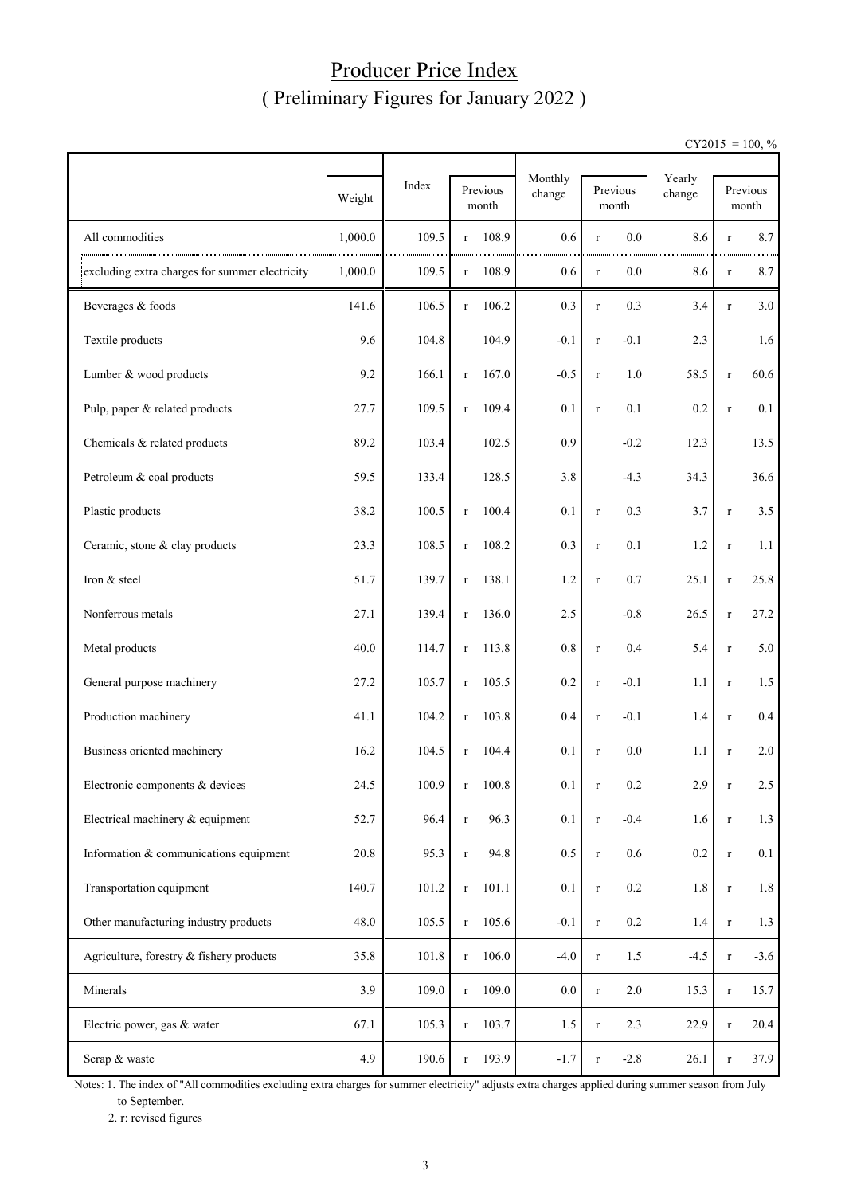# Producer Price Index
## ( Preliminary Figures for January 2022 )

CY2015 = 100, %

| | Weight | Index | Previous month | Monthly change | Previous month | Yearly change | Previous month |
|---|---|---|---|---|---|---|---|
| All commodities | 1,000.0 | 109.5 | r 108.9 | 0.6 | r 0.0 | 8.6 | r 8.7 |
| excluding extra charges for summer electricity | 1,000.0 | 109.5 | r 108.9 | 0.6 | r 0.0 | 8.6 | r 8.7 |
| Beverages & foods | 141.6 | 106.5 | r 106.2 | 0.3 | r 0.3 | 3.4 | r 3.0 |
| Textile products | 9.6 | 104.8 | 104.9 | -0.1 | r -0.1 | 2.3 | 1.6 |
| Lumber & wood products | 9.2 | 166.1 | r 167.0 | -0.5 | r 1.0 | 58.5 | r 60.6 |
| Pulp, paper & related products | 27.7 | 109.5 | r 109.4 | 0.1 | r 0.1 | 0.2 | r 0.1 |
| Chemicals & related products | 89.2 | 103.4 | 102.5 | 0.9 | -0.2 | 12.3 | 13.5 |
| Petroleum & coal products | 59.5 | 133.4 | 128.5 | 3.8 | -4.3 | 34.3 | 36.6 |
| Plastic products | 38.2 | 100.5 | r 100.4 | 0.1 | r 0.3 | 3.7 | r 3.5 |
| Ceramic, stone & clay products | 23.3 | 108.5 | r 108.2 | 0.3 | r 0.1 | 1.2 | r 1.1 |
| Iron & steel | 51.7 | 139.7 | r 138.1 | 1.2 | r 0.7 | 25.1 | r 25.8 |
| Nonferrous metals | 27.1 | 139.4 | r 136.0 | 2.5 | -0.8 | 26.5 | r 27.2 |
| Metal products | 40.0 | 114.7 | r 113.8 | 0.8 | r 0.4 | 5.4 | r 5.0 |
| General purpose machinery | 27.2 | 105.7 | r 105.5 | 0.2 | r -0.1 | 1.1 | r 1.5 |
| Production machinery | 41.1 | 104.2 | r 103.8 | 0.4 | r -0.1 | 1.4 | r 0.4 |
| Business oriented machinery | 16.2 | 104.5 | r 104.4 | 0.1 | r 0.0 | 1.1 | r 2.0 |
| Electronic components & devices | 24.5 | 100.9 | r 100.8 | 0.1 | r 0.2 | 2.9 | r 2.5 |
| Electrical machinery & equipment | 52.7 | 96.4 | r 96.3 | 0.1 | r -0.4 | 1.6 | r 1.3 |
| Information & communications equipment | 20.8 | 95.3 | r 94.8 | 0.5 | r 0.6 | 0.2 | r 0.1 |
| Transportation equipment | 140.7 | 101.2 | r 101.1 | 0.1 | r 0.2 | 1.8 | r 1.8 |
| Other manufacturing industry products | 48.0 | 105.5 | r 105.6 | -0.1 | r 0.2 | 1.4 | r 1.3 |
| Agriculture, forestry & fishery products | 35.8 | 101.8 | r 106.0 | -4.0 | r 1.5 | -4.5 | r -3.6 |
| Minerals | 3.9 | 109.0 | r 109.0 | 0.0 | r 2.0 | 15.3 | r 15.7 |
| Electric power, gas & water | 67.1 | 105.3 | r 103.7 | 1.5 | r 2.3 | 22.9 | r 20.4 |
| Scrap & waste | 4.9 | 190.6 | r 193.9 | -1.7 | r -2.8 | 26.1 | r 37.9 |

Notes: 1. The index of "All commodities excluding extra charges for summer electricity" adjusts extra charges applied during summer season from July to September.

2. r: revised figures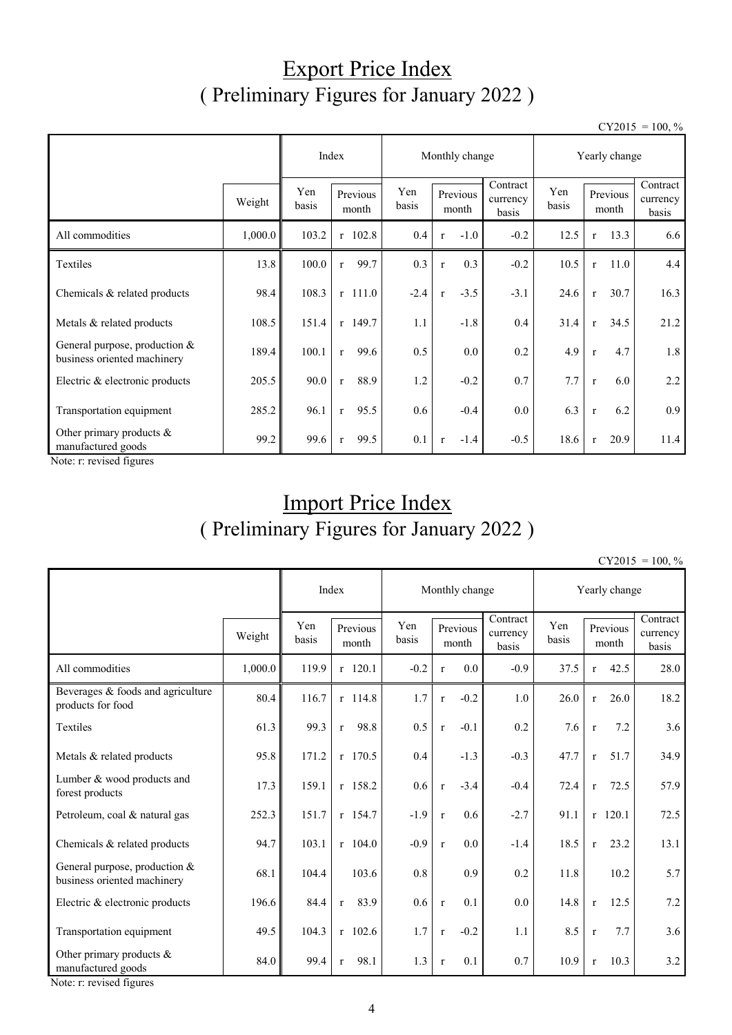# Export Price Index
## ( Preliminary Figures for January 2022 )

CY2015 = 100, %

| | Weight | Index | | Monthly change | | | Yearly change | | |
|---|---|---|---|---|---|---|---|---|---|
| | | Yen basis | Previous month | Yen basis | Previous month | Contract currency basis | Yen basis | Previous month | Contract currency basis |
| All commodities | 1,000.0 | 103.2 | r 102.8 | 0.4 | r -1.0 | -0.2 | 12.5 | r 13.3 | 6.6 |
| Textiles | 13.8 | 100.0 | r 99.7 | 0.3 | r 0.3 | -0.2 | 10.5 | r 11.0 | 4.4 |
| Chemicals & related products | 98.4 | 108.3 | r 111.0 | -2.4 | r -3.5 | -3.1 | 24.6 | r 30.7 | 16.3 |
| Metals & related products | 108.5 | 151.4 | r 149.7 | 1.1 | -1.8 | 0.4 | 31.4 | r 34.5 | 21.2 |
| General purpose, production & business oriented machinery | 189.4 | 100.1 | r 99.6 | 0.5 | 0.0 | 0.2 | 4.9 | r 4.7 | 1.8 |
| Electric & electronic products | 205.5 | 90.0 | r 88.9 | 1.2 | -0.2 | 0.7 | 7.7 | r 6.0 | 2.2 |
| Transportation equipment | 285.2 | 96.1 | r 95.5 | 0.6 | -0.4 | 0.0 | 6.3 | r 6.2 | 0.9 |
| Other primary products & manufactured goods | 99.2 | 99.6 | r 99.5 | 0.1 | r -1.4 | -0.5 | 18.6 | r 20.9 | 11.4 |

Note: r: revised figures

# Import Price Index
## ( Preliminary Figures for January 2022 )

CY2015 = 100, %

| | Weight | Index | | Monthly change | | | Yearly change | | |
|---|---|---|---|---|---|---|---|---|---|
| | | Yen basis | Previous month | Yen basis | Previous month | Contract currency basis | Yen basis | Previous month | Contract currency basis |
| All commodities | 1,000.0 | 119.9 | r 120.1 | -0.2 | r 0.0 | -0.9 | 37.5 | r 42.5 | 28.0 |
| Beverages & foods and agriculture products for food | 80.4 | 116.7 | r 114.8 | 1.7 | r -0.2 | 1.0 | 26.0 | r 26.0 | 18.2 |
| Textiles | 61.3 | 99.3 | r 98.8 | 0.5 | r -0.1 | 0.2 | 7.6 | r 7.2 | 3.6 |
| Metals & related products | 95.8 | 171.2 | r 170.5 | 0.4 | -1.3 | -0.3 | 47.7 | r 51.7 | 34.9 |
| Lumber & wood products and forest products | 17.3 | 159.1 | r 158.2 | 0.6 | r -3.4 | -0.4 | 72.4 | r 72.5 | 57.9 |
| Petroleum, coal & natural gas | 252.3 | 151.7 | r 154.7 | -1.9 | r 0.6 | -2.7 | 91.1 | r 120.1 | 72.5 |
| Chemicals & related products | 94.7 | 103.1 | r 104.0 | -0.9 | r 0.0 | -1.4 | 18.5 | r 23.2 | 13.1 |
| General purpose, production & business oriented machinery | 68.1 | 104.4 | 103.6 | 0.8 | 0.9 | 0.2 | 11.8 | 10.2 | 5.7 |
| Electric & electronic products | 196.6 | 84.4 | r 83.9 | 0.6 | r 0.1 | 0.0 | 14.8 | r 12.5 | 7.2 |
| Transportation equipment | 49.5 | 104.3 | r 102.6 | 1.7 | r -0.2 | 1.1 | 8.5 | r 7.7 | 3.6 |
| Other primary products & manufactured goods | 84.0 | 99.4 | r 98.1 | 1.3 | r 0.1 | 0.7 | 10.9 | r 10.3 | 3.2 |

Note: r: revised figures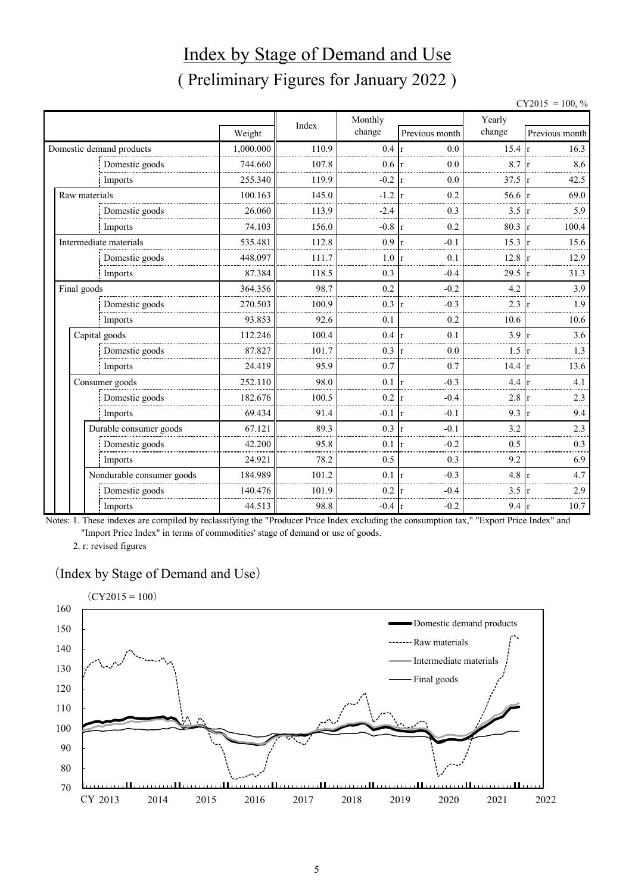# Index by Stage of Demand and Use

## ( Preliminary Figures for January 2022 )

CY2015 = 100, %

| | Weight | Index | Monthly change | Previous month | Yearly change | Previous month |
|---|---|---|---|---|---|---|
| Domestic demand products | 1,000.000 | 110.9 | 0.4 | r 0.0 | 15.4 | r 16.3 |
| Domestic goods | 744.660 | 107.8 | 0.6 | r 0.0 | 8.7 | r 8.6 |
| Imports | 255.340 | 119.9 | -0.2 | r 0.0 | 37.5 | r 42.5 |
| Raw materials | 100.163 | 145.0 | -1.2 | r 0.2 | 56.6 | r 69.0 |
| Domestic goods | 26.060 | 113.9 | -2.4 | 0.3 | 3.5 | r 5.9 |
| Imports | 74.103 | 156.0 | -0.8 | r 0.2 | 80.3 | r 100.4 |
| Intermediate materials | 535.481 | 112.8 | 0.9 | r -0.1 | 15.3 | r 15.6 |
| Domestic goods | 448.097 | 111.7 | 1.0 | r 0.1 | 12.8 | r 12.9 |
| Imports | 87.384 | 118.5 | 0.3 | -0.4 | 29.5 | r 31.3 |
| Final goods | 364.356 | 98.7 | 0.2 | -0.2 | 4.2 | 3.9 |
| Domestic goods | 270.503 | 100.9 | 0.3 | r -0.3 | 2.3 | r 1.9 |
| Imports | 93.853 | 92.6 | 0.1 | 0.2 | 10.6 | 10.6 |
| Capital goods | 112.246 | 100.4 | 0.4 | r 0.1 | 3.9 | r 3.6 |
| Domestic goods | 87.827 | 101.7 | 0.3 | r 0.0 | 1.5 | r 1.3 |
| Imports | 24.419 | 95.9 | 0.7 | 0.7 | 14.4 | r 13.6 |
| Consumer goods | 252.110 | 98.0 | 0.1 | r -0.3 | 4.4 | r 4.1 |
| Domestic goods | 182.676 | 100.5 | 0.2 | r -0.4 | 2.8 | r 2.3 |
| Imports | 69.434 | 91.4 | -0.1 | r -0.1 | 9.3 | r 9.4 |
| Durable consumer goods | 67.121 | 89.3 | 0.3 | r -0.1 | 3.2 | 2.3 |
| Domestic goods | 42.200 | 95.8 | 0.1 | r -0.2 | 0.5 | 0.3 |
| Imports | 24.921 | 78.2 | 0.5 | 0.3 | 9.2 | 6.9 |
| Nondurable consumer goods | 184.989 | 101.2 | 0.1 | r -0.3 | 4.8 | r 4.7 |
| Domestic goods | 140.476 | 101.9 | 0.2 | r -0.4 | 3.5 | r 2.9 |
| Imports | 44.513 | 98.8 | -0.4 | r -0.2 | 9.4 | r 10.7 |

Notes: 1. These indexes are compiled by reclassifying the "Producer Price Index excluding the consumption tax," "Export Price Index" and "Import Price Index" in terms of commodities' stage of demand or use of goods.

2. r: revised figures

(Index by Stage of Demand and Use)

(CY2015 = 100)

Legend: Domestic demand products; Raw materials; Intermediate materials; Final goods

Y-axis: 70–160; X-axis: CY 2013, 2014, 2015, 2016, 2017, 2018, 2019, 2020, 2021, 2022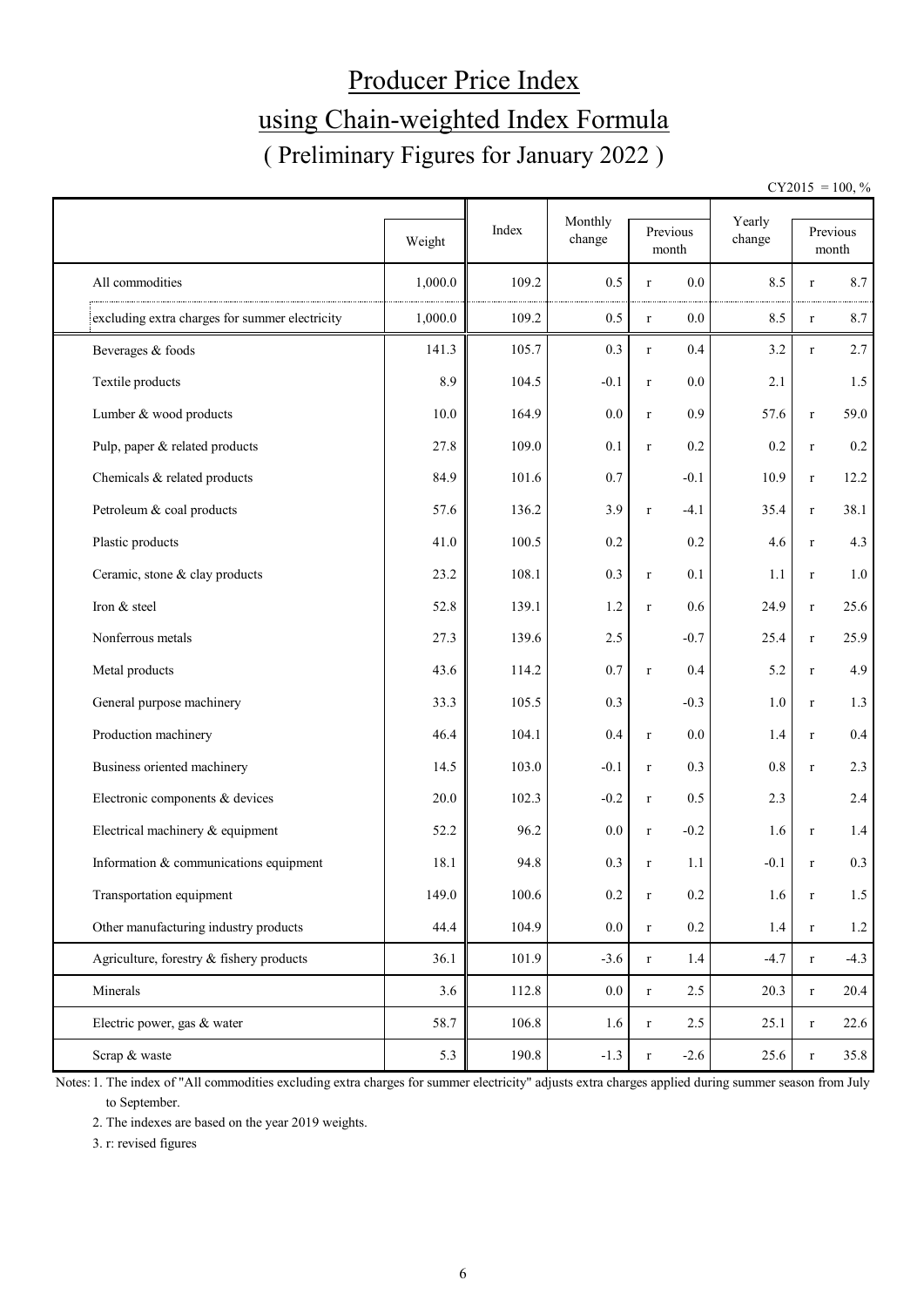# Producer Price Index
## using Chain-weighted Index Formula
### ( Preliminary Figures for January 2022 )

CY2015 = 100, %

| | Weight | Index | Monthly change | Previous month | | Yearly change | Previous month | |
|---|---|---|---|---|---|---|---|---|
| All commodities | 1,000.0 | 109.2 | 0.5 | r | 0.0 | 8.5 | r | 8.7 |
| excluding extra charges for summer electricity | 1,000.0 | 109.2 | 0.5 | r | 0.0 | 8.5 | r | 8.7 |
| Beverages & foods | 141.3 | 105.7 | 0.3 | r | 0.4 | 3.2 | r | 2.7 |
| Textile products | 8.9 | 104.5 | -0.1 | r | 0.0 | 2.1 | | 1.5 |
| Lumber & wood products | 10.0 | 164.9 | 0.0 | r | 0.9 | 57.6 | r | 59.0 |
| Pulp, paper & related products | 27.8 | 109.0 | 0.1 | r | 0.2 | 0.2 | r | 0.2 |
| Chemicals & related products | 84.9 | 101.6 | 0.7 | | -0.1 | 10.9 | r | 12.2 |
| Petroleum & coal products | 57.6 | 136.2 | 3.9 | r | -4.1 | 35.4 | r | 38.1 |
| Plastic products | 41.0 | 100.5 | 0.2 | | 0.2 | 4.6 | r | 4.3 |
| Ceramic, stone & clay products | 23.2 | 108.1 | 0.3 | r | 0.1 | 1.1 | r | 1.0 |
| Iron & steel | 52.8 | 139.1 | 1.2 | r | 0.6 | 24.9 | r | 25.6 |
| Nonferrous metals | 27.3 | 139.6 | 2.5 | | -0.7 | 25.4 | r | 25.9 |
| Metal products | 43.6 | 114.2 | 0.7 | r | 0.4 | 5.2 | r | 4.9 |
| General purpose machinery | 33.3 | 105.5 | 0.3 | | -0.3 | 1.0 | r | 1.3 |
| Production machinery | 46.4 | 104.1 | 0.4 | r | 0.0 | 1.4 | r | 0.4 |
| Business oriented machinery | 14.5 | 103.0 | -0.1 | r | 0.3 | 0.8 | r | 2.3 |
| Electronic components & devices | 20.0 | 102.3 | -0.2 | r | 0.5 | 2.3 | | 2.4 |
| Electrical machinery & equipment | 52.2 | 96.2 | 0.0 | r | -0.2 | 1.6 | r | 1.4 |
| Information & communications equipment | 18.1 | 94.8 | 0.3 | r | 1.1 | -0.1 | r | 0.3 |
| Transportation equipment | 149.0 | 100.6 | 0.2 | r | 0.2 | 1.6 | r | 1.5 |
| Other manufacturing industry products | 44.4 | 104.9 | 0.0 | r | 0.2 | 1.4 | r | 1.2 |
| Agriculture, forestry & fishery products | 36.1 | 101.9 | -3.6 | r | 1.4 | -4.7 | r | -4.3 |
| Minerals | 3.6 | 112.8 | 0.0 | r | 2.5 | 20.3 | r | 20.4 |
| Electric power, gas & water | 58.7 | 106.8 | 1.6 | r | 2.5 | 25.1 | r | 22.6 |
| Scrap & waste | 5.3 | 190.8 | -1.3 | r | -2.6 | 25.6 | r | 35.8 |

Notes: 1. The index of "All commodities excluding extra charges for summer electricity" adjusts extra charges applied during summer season from July to September.

2. The indexes are based on the year 2019 weights.

3. r: revised figures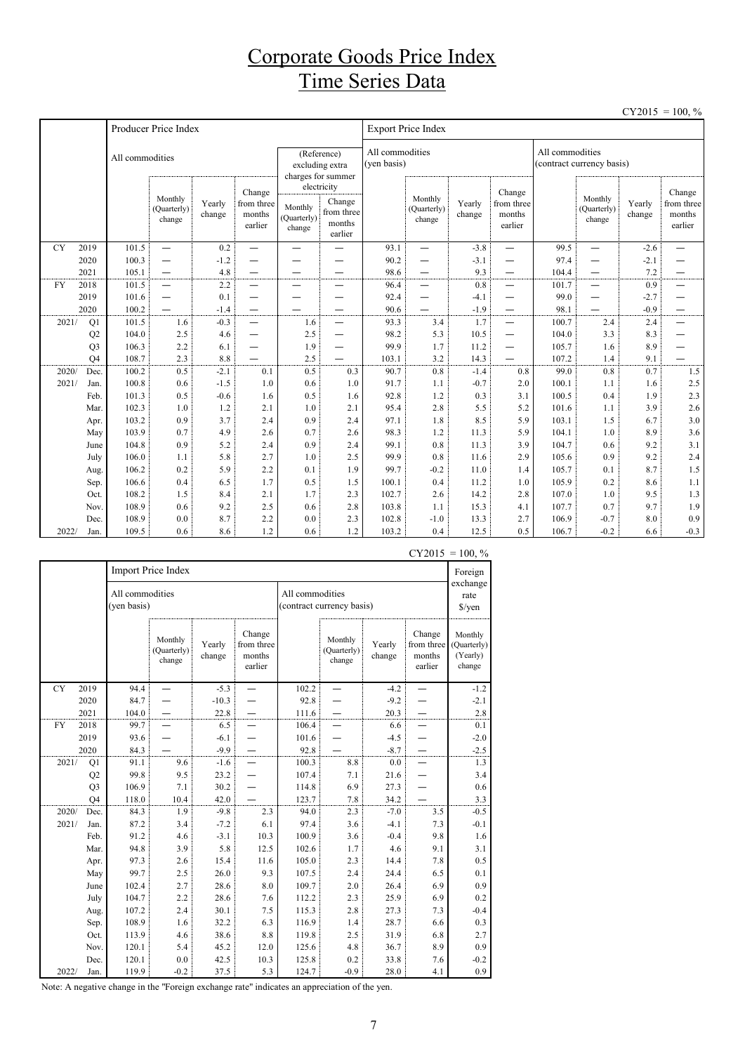# Corporate Goods Price Index
# Time Series Data

CY2015 = 100, %

| | | Producer Price Index | | | | | | Export Price Index | | | | | | | |
|---|---|---|---|---|---|---|---|---|---|---|---|---|---|---|---|
| | | All commodities | | | | (Reference) excluding extra charges for summer electricity | | All commodities (yen basis) | | | | All commodities (contract currency basis) | | | |
| | | | Monthly (Quarterly) change | Yearly change | Change from three months earlier | Monthly (Quarterly) change | Change from three months earlier | | Monthly (Quarterly) change | Yearly change | Change from three months earlier | | Monthly (Quarterly) change | Yearly change | Change from three months earlier |
| CY | 2019 | 101.5 | — | 0.2 | — | — | — | 93.1 | — | -3.8 | — | 99.5 | — | -2.6 | — |
| | 2020 | 100.3 | — | -1.2 | — | — | — | 90.2 | — | -3.1 | — | 97.4 | — | -2.1 | — |
| | 2021 | 105.1 | — | 4.8 | — | — | — | 98.6 | — | 9.3 | — | 104.4 | — | 7.2 | — |
| FY | 2018 | 101.5 | — | 2.2 | — | — | — | 96.4 | — | 0.8 | — | 101.7 | — | 0.9 | — |
| | 2019 | 101.6 | — | 0.1 | — | — | — | 92.4 | — | -4.1 | — | 99.0 | — | -2.7 | — |
| | 2020 | 100.2 | — | -1.4 | — | — | — | 90.6 | — | -1.9 | — | 98.1 | — | -0.9 | — |
| 2021/ | Q1 | 101.5 | 1.6 | -0.3 | — | 1.6 | — | 93.3 | 3.4 | 1.7 | — | 100.7 | 2.4 | 2.4 | — |
| | Q2 | 104.0 | 2.5 | 4.6 | — | 2.5 | — | 98.2 | 5.3 | 10.5 | — | 104.0 | 3.3 | 8.3 | — |
| | Q3 | 106.3 | 2.2 | 6.1 | — | 1.9 | — | 99.9 | 1.7 | 11.2 | — | 105.7 | 1.6 | 8.9 | — |
| | Q4 | 108.7 | 2.3 | 8.8 | — | 2.5 | — | 103.1 | 3.2 | 14.3 | — | 107.2 | 1.4 | 9.1 | — |
| 2020/ | Dec. | 100.2 | 0.5 | -2.1 | 0.1 | 0.5 | 0.3 | 90.7 | 0.8 | -1.4 | 0.8 | 99.0 | 0.8 | 0.7 | 1.5 |
| 2021/ | Jan. | 100.8 | 0.6 | -1.5 | 1.0 | 0.6 | 1.0 | 91.7 | 1.1 | -0.7 | 2.0 | 100.1 | 1.1 | 1.6 | 2.5 |
| | Feb. | 101.3 | 0.5 | -0.6 | 1.6 | 0.5 | 1.6 | 92.8 | 1.2 | 0.3 | 3.1 | 100.5 | 0.4 | 1.9 | 2.3 |
| | Mar. | 102.3 | 1.0 | 1.2 | 2.1 | 1.0 | 2.1 | 95.4 | 2.8 | 5.5 | 5.2 | 101.6 | 1.1 | 3.9 | 2.6 |
| | Apr. | 103.2 | 0.9 | 3.7 | 2.4 | 0.9 | 2.4 | 97.1 | 1.8 | 8.5 | 5.9 | 103.1 | 1.5 | 6.7 | 3.0 |
| | May | 103.9 | 0.7 | 4.9 | 2.6 | 0.7 | 2.6 | 98.3 | 1.2 | 11.3 | 5.9 | 104.1 | 1.0 | 8.9 | 3.6 |
| | June | 104.8 | 0.9 | 5.2 | 2.4 | 0.9 | 2.4 | 99.1 | 0.8 | 11.3 | 3.9 | 104.7 | 0.6 | 9.2 | 3.1 |
| | July | 106.0 | 1.1 | 5.8 | 2.7 | 1.0 | 2.5 | 99.9 | 0.8 | 11.6 | 2.9 | 105.6 | 0.9 | 9.2 | 2.4 |
| | Aug. | 106.2 | 0.2 | 5.9 | 2.2 | 0.1 | 1.9 | 99.7 | -0.2 | 11.0 | 1.4 | 105.7 | 0.1 | 8.7 | 1.5 |
| | Sep. | 106.6 | 0.4 | 6.5 | 1.7 | 0.5 | 1.5 | 100.1 | 0.4 | 11.2 | 1.0 | 105.9 | 0.2 | 8.6 | 1.1 |
| | Oct. | 108.2 | 1.5 | 8.4 | 2.1 | 1.7 | 2.3 | 102.7 | 2.6 | 14.2 | 2.8 | 107.0 | 1.0 | 9.5 | 1.3 |
| | Nov. | 108.9 | 0.6 | 9.2 | 2.5 | 0.6 | 2.8 | 103.8 | 1.1 | 15.3 | 4.1 | 107.7 | 0.7 | 9.7 | 1.9 |
| | Dec. | 108.9 | 0.0 | 8.7 | 2.2 | 0.0 | 2.3 | 102.8 | -1.0 | 13.3 | 2.7 | 106.9 | -0.7 | 8.0 | 0.9 |
| 2022/ | Jan. | 109.5 | 0.6 | 8.6 | 1.2 | 0.6 | 1.2 | 103.2 | 0.4 | 12.5 | 0.5 | 106.7 | -0.2 | 6.6 | -0.3 |

CY2015 = 100, %

| | | Import Price Index | | | | | | | | Foreign exchange rate $/yen |
|---|---|---|---|---|---|---|---|---|---|---|
| | | All commodities (yen basis) | | | | All commodities (contract currency basis) | | | | |
| | | | Monthly (Quarterly) change | Yearly change | Change from three months earlier | | Monthly (Quarterly) change | Yearly change | Change from three months earlier | Monthly (Quarterly) (Yearly) change |
| CY | 2019 | 94.4 | — | -5.3 | — | 102.2 | — | -4.2 | — | -1.2 |
| | 2020 | 84.7 | — | -10.3 | — | 92.8 | — | -9.2 | — | -2.1 |
| | 2021 | 104.0 | — | 22.8 | — | 111.6 | — | 20.3 | — | 2.8 |
| FY | 2018 | 99.7 | — | 6.5 | — | 106.4 | — | 6.6 | — | 0.1 |
| | 2019 | 93.6 | — | -6.1 | — | 101.6 | — | -4.5 | — | -2.0 |
| | 2020 | 84.3 | — | -9.9 | — | 92.8 | — | -8.7 | — | -2.5 |
| 2021/ | Q1 | 91.1 | 9.6 | -1.6 | — | 100.3 | 8.8 | 0.0 | — | 1.3 |
| | Q2 | 99.8 | 9.5 | 23.2 | — | 107.4 | 7.1 | 21.6 | — | 3.4 |
| | Q3 | 106.9 | 7.1 | 30.2 | — | 114.8 | 6.9 | 27.3 | — | 0.6 |
| | Q4 | 118.0 | 10.4 | 42.0 | — | 123.7 | 7.8 | 34.2 | — | 3.3 |
| 2020/ | Dec. | 84.3 | 1.9 | -9.8 | 2.3 | 94.0 | 2.3 | -7.0 | 3.5 | -0.5 |
| 2021/ | Jan. | 87.2 | 3.4 | -7.2 | 6.1 | 97.4 | 3.6 | -4.1 | 7.3 | -0.1 |
| | Feb. | 91.2 | 4.6 | -3.1 | 10.3 | 100.9 | 3.6 | -0.4 | 9.8 | 1.6 |
| | Mar. | 94.8 | 3.9 | 5.8 | 12.5 | 102.6 | 1.7 | 4.6 | 9.1 | 3.1 |
| | Apr. | 97.3 | 2.6 | 15.4 | 11.6 | 105.0 | 2.3 | 14.4 | 7.8 | 0.5 |
| | May | 99.7 | 2.5 | 26.0 | 9.3 | 107.5 | 2.4 | 24.4 | 6.5 | 0.1 |
| | June | 102.4 | 2.7 | 28.6 | 8.0 | 109.7 | 2.0 | 26.4 | 6.9 | 0.9 |
| | July | 104.7 | 2.2 | 28.6 | 7.6 | 112.2 | 2.3 | 25.9 | 6.9 | 0.2 |
| | Aug. | 107.2 | 2.4 | 30.1 | 7.5 | 115.3 | 2.8 | 27.3 | 7.3 | -0.4 |
| | Sep. | 108.9 | 1.6 | 32.2 | 6.3 | 116.9 | 1.4 | 28.7 | 6.6 | 0.3 |
| | Oct. | 113.9 | 4.6 | 38.6 | 8.8 | 119.8 | 2.5 | 31.9 | 6.8 | 2.7 |
| | Nov. | 120.1 | 5.4 | 45.2 | 12.0 | 125.6 | 4.8 | 36.7 | 8.9 | 0.9 |
| | Dec. | 120.1 | 0.0 | 42.5 | 10.3 | 125.8 | 0.2 | 33.8 | 7.6 | -0.2 |
| 2022/ | Jan. | 119.9 | -0.2 | 37.5 | 5.3 | 124.7 | -0.9 | 28.0 | 4.1 | 0.9 |

Note: A negative change in the "Foreign exchange rate" indicates an appreciation of the yen.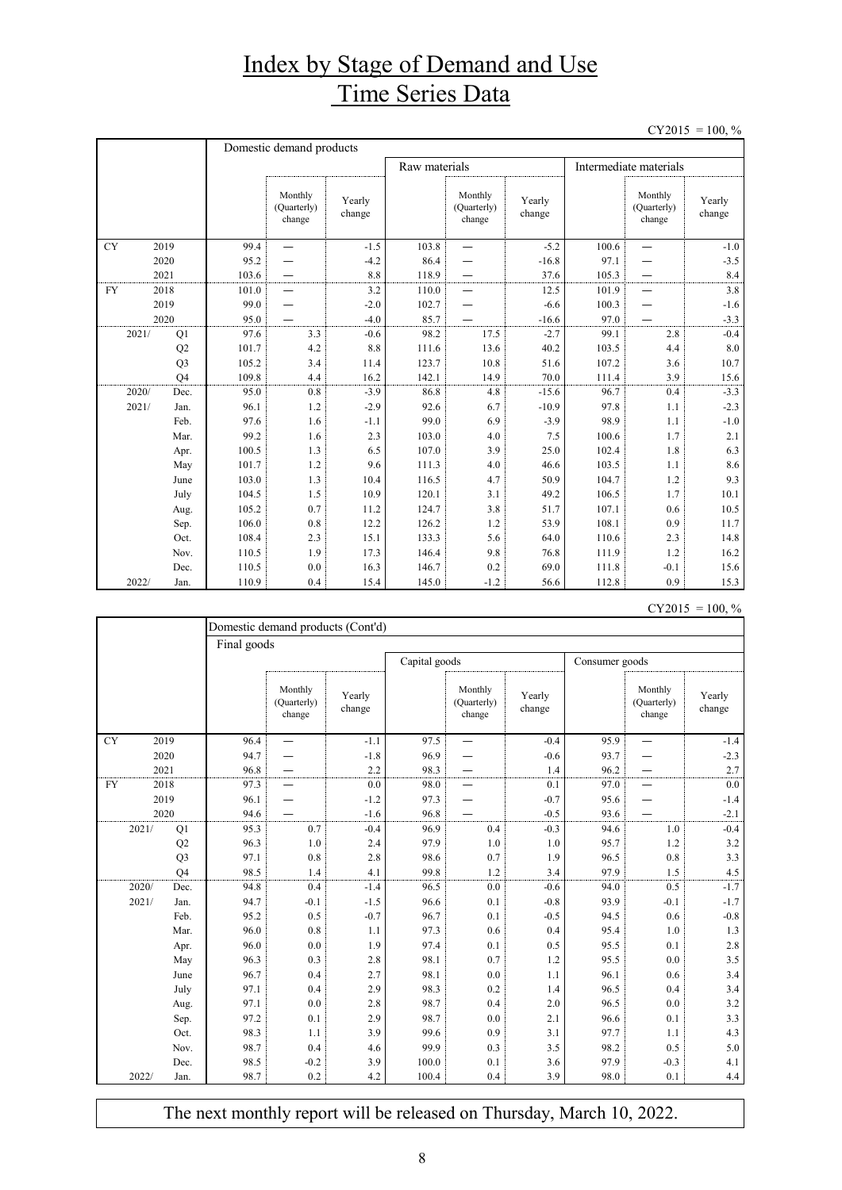# Index by Stage of Demand and Use
# Time Series Data

CY2015 = 100, %

| | | Domestic demand products | | | | | | | | |
|---|---|---|---|---|---|---|---|---|---|---|
| | | | | | Raw materials | | | Intermediate materials | | |
| | | | Monthly (Quarterly) change | Yearly change | | Monthly (Quarterly) change | Yearly change | | Monthly (Quarterly) change | Yearly change |
| CY | 2019 | 99.4 | ― | -1.5 | 103.8 | ― | -5.2 | 100.6 | ― | -1.0 |
| | 2020 | 95.2 | ― | -4.2 | 86.4 | ― | -16.8 | 97.1 | ― | -3.5 |
| | 2021 | 103.6 | ― | 8.8 | 118.9 | ― | 37.6 | 105.3 | ― | 8.4 |
| FY | 2018 | 101.0 | ― | 3.2 | 110.0 | ― | 12.5 | 101.9 | ― | 3.8 |
| | 2019 | 99.0 | ― | -2.0 | 102.7 | ― | -6.6 | 100.3 | ― | -1.6 |
| | 2020 | 95.0 | ― | -4.0 | 85.7 | ― | -16.6 | 97.0 | ― | -3.3 |
| 2021/ | Q1 | 97.6 | 3.3 | -0.6 | 98.2 | 17.5 | -2.7 | 99.1 | 2.8 | -0.4 |
| | Q2 | 101.7 | 4.2 | 8.8 | 111.6 | 13.6 | 40.2 | 103.5 | 4.4 | 8.0 |
| | Q3 | 105.2 | 3.4 | 11.4 | 123.7 | 10.8 | 51.6 | 107.2 | 3.6 | 10.7 |
| | Q4 | 109.8 | 4.4 | 16.2 | 142.1 | 14.9 | 70.0 | 111.4 | 3.9 | 15.6 |
| 2020/ | Dec. | 95.0 | 0.8 | -3.9 | 86.8 | 4.8 | -15.6 | 96.7 | 0.4 | -3.3 |
| 2021/ | Jan. | 96.1 | 1.2 | -2.9 | 92.6 | 6.7 | -10.9 | 97.8 | 1.1 | -2.3 |
| | Feb. | 97.6 | 1.6 | -1.1 | 99.0 | 6.9 | -3.9 | 98.9 | 1.1 | -1.0 |
| | Mar. | 99.2 | 1.6 | 2.3 | 103.0 | 4.0 | 7.5 | 100.6 | 1.7 | 2.1 |
| | Apr. | 100.5 | 1.3 | 6.5 | 107.0 | 3.9 | 25.0 | 102.4 | 1.8 | 6.3 |
| | May | 101.7 | 1.2 | 9.6 | 111.3 | 4.0 | 46.6 | 103.5 | 1.1 | 8.6 |
| | June | 103.0 | 1.3 | 10.4 | 116.5 | 4.7 | 50.9 | 104.7 | 1.2 | 9.3 |
| | July | 104.5 | 1.5 | 10.9 | 120.1 | 3.1 | 49.2 | 106.5 | 1.7 | 10.1 |
| | Aug. | 105.2 | 0.7 | 11.2 | 124.7 | 3.8 | 51.7 | 107.1 | 0.6 | 10.5 |
| | Sep. | 106.0 | 0.8 | 12.2 | 126.2 | 1.2 | 53.9 | 108.1 | 0.9 | 11.7 |
| | Oct. | 108.4 | 2.3 | 15.1 | 133.3 | 5.6 | 64.0 | 110.6 | 2.3 | 14.8 |
| | Nov. | 110.5 | 1.9 | 17.3 | 146.4 | 9.8 | 76.8 | 111.9 | 1.2 | 16.2 |
| | Dec. | 110.5 | 0.0 | 16.3 | 146.7 | 0.2 | 69.0 | 111.8 | -0.1 | 15.6 |
| 2022/ | Jan. | 110.9 | 0.4 | 15.4 | 145.0 | -1.2 | 56.6 | 112.8 | 0.9 | 15.3 |

CY2015 = 100, %

| | | Domestic demand products (Cont'd) | | | | | | | | |
|---|---|---|---|---|---|---|---|---|---|---|
| | | Final goods | | | | | | | | |
| | | | | | Capital goods | | | Consumer goods | | |
| | | | Monthly (Quarterly) change | Yearly change | | Monthly (Quarterly) change | Yearly change | | Monthly (Quarterly) change | Yearly change |
| CY | 2019 | 96.4 | ― | -1.1 | 97.5 | ― | -0.4 | 95.9 | ― | -1.4 |
| | 2020 | 94.7 | ― | -1.8 | 96.9 | ― | -0.6 | 93.7 | ― | -2.3 |
| | 2021 | 96.8 | ― | 2.2 | 98.3 | ― | 1.4 | 96.2 | ― | 2.7 |
| FY | 2018 | 97.3 | ― | 0.0 | 98.0 | ― | 0.1 | 97.0 | ― | 0.0 |
| | 2019 | 96.1 | ― | -1.2 | 97.3 | ― | -0.7 | 95.6 | ― | -1.4 |
| | 2020 | 94.6 | ― | -1.6 | 96.8 | ― | -0.5 | 93.6 | ― | -2.1 |
| 2021/ | Q1 | 95.3 | 0.7 | -0.4 | 96.9 | 0.4 | -0.3 | 94.6 | 1.0 | -0.4 |
| | Q2 | 96.3 | 1.0 | 2.4 | 97.9 | 1.0 | 1.0 | 95.7 | 1.2 | 3.2 |
| | Q3 | 97.1 | 0.8 | 2.8 | 98.6 | 0.7 | 1.9 | 96.5 | 0.8 | 3.3 |
| | Q4 | 98.5 | 1.4 | 4.1 | 99.8 | 1.2 | 3.4 | 97.9 | 1.5 | 4.5 |
| 2020/ | Dec. | 94.8 | 0.4 | -1.4 | 96.5 | 0.0 | -0.6 | 94.0 | 0.5 | -1.7 |
| 2021/ | Jan. | 94.7 | -0.1 | -1.5 | 96.6 | 0.1 | -0.8 | 93.9 | -0.1 | -1.7 |
| | Feb. | 95.2 | 0.5 | -0.7 | 96.7 | 0.1 | -0.5 | 94.5 | 0.6 | -0.8 |
| | Mar. | 96.0 | 0.8 | 1.1 | 97.3 | 0.6 | 0.4 | 95.4 | 1.0 | 1.3 |
| | Apr. | 96.0 | 0.0 | 1.9 | 97.4 | 0.1 | 0.5 | 95.5 | 0.1 | 2.8 |
| | May | 96.3 | 0.3 | 2.8 | 98.1 | 0.7 | 1.2 | 95.5 | 0.0 | 3.5 |
| | June | 96.7 | 0.4 | 2.7 | 98.1 | 0.0 | 1.1 | 96.1 | 0.6 | 3.4 |
| | July | 97.1 | 0.4 | 2.9 | 98.3 | 0.2 | 1.4 | 96.5 | 0.4 | 3.4 |
| | Aug. | 97.1 | 0.0 | 2.8 | 98.7 | 0.4 | 2.0 | 96.5 | 0.0 | 3.2 |
| | Sep. | 97.2 | 0.1 | 2.9 | 98.7 | 0.0 | 2.1 | 96.6 | 0.1 | 3.3 |
| | Oct. | 98.3 | 1.1 | 3.9 | 99.6 | 0.9 | 3.1 | 97.7 | 1.1 | 4.3 |
| | Nov. | 98.7 | 0.4 | 4.6 | 99.9 | 0.3 | 3.5 | 98.2 | 0.5 | 5.0 |
| | Dec. | 98.5 | -0.2 | 3.9 | 100.0 | 0.1 | 3.6 | 97.9 | -0.3 | 4.1 |
| 2022/ | Jan. | 98.7 | 0.2 | 4.2 | 100.4 | 0.4 | 3.9 | 98.0 | 0.1 | 4.4 |

The next monthly report will be released on Thursday, March 10, 2022.